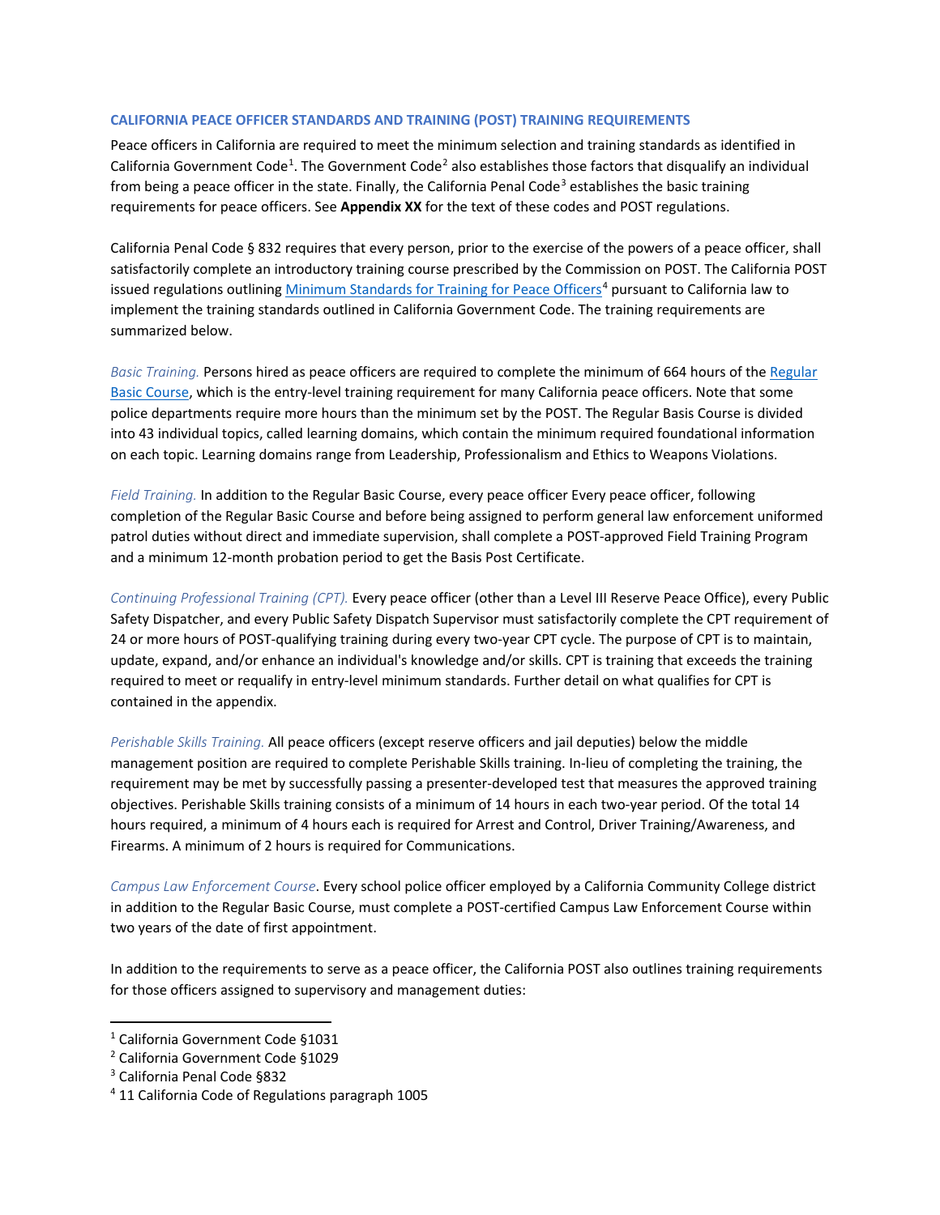### CALIFORNIA PEACE OFFICER STANDARDS AND TRAINING (POST) TRAINING REQUIREMENTS

Peace officers in California are required to meet the minimum selection and training standards as identified in California Government Code[1]. The Government Code[2] also establishes those factors that disqualify an individual from being a peace officer in the state. Finally, the California Penal Code[3] establishes the basic training requirements for peace officers. See **Appendix XX** for the text of these codes and POST regulations.

California Penal Code § 832 requires that every person, prior to the exercise of the powers of a peace officer, shall satisfactorily complete an introductory training course prescribed by the Commission on POST. The California POST issued regulations outlining Minimum Standards for Training for Peace Officers[4] pursuant to California law to implement the training standards outlined in California Government Code. The training requirements are summarized below.

*Basic Training.* Persons hired as peace officers are required to complete the minimum of 664 hours of the Regular Basic Course, which is the entry-level training requirement for many California peace officers. Note that some police departments require more hours than the minimum set by the POST. The Regular Basis Course is divided into 43 individual topics, called learning domains, which contain the minimum required foundational information on each topic. Learning domains range from Leadership, Professionalism and Ethics to Weapons Violations.

*Field Training.* In addition to the Regular Basic Course, every peace officer Every peace officer, following completion of the Regular Basic Course and before being assigned to perform general law enforcement uniformed patrol duties without direct and immediate supervision, shall complete a POST-approved Field Training Program and a minimum 12-month probation period to get the Basis Post Certificate.

*Continuing Professional Training (CPT).* Every peace officer (other than a Level III Reserve Peace Office), every Public Safety Dispatcher, and every Public Safety Dispatch Supervisor must satisfactorily complete the CPT requirement of 24 or more hours of POST-qualifying training during every two-year CPT cycle. The purpose of CPT is to maintain, update, expand, and/or enhance an individual's knowledge and/or skills. CPT is training that exceeds the training required to meet or requalify in entry-level minimum standards. Further detail on what qualifies for CPT is contained in the appendix.

*Perishable Skills Training.* All peace officers (except reserve officers and jail deputies) below the middle management position are required to complete Perishable Skills training. In-lieu of completing the training, the requirement may be met by successfully passing a presenter-developed test that measures the approved training objectives. Perishable Skills training consists of a minimum of 14 hours in each two-year period. Of the total 14 hours required, a minimum of 4 hours each is required for Arrest and Control, Driver Training/Awareness, and Firearms. A minimum of 2 hours is required for Communications.

*Campus Law Enforcement Course*. Every school police officer employed by a California Community College district in addition to the Regular Basic Course, must complete a POST-certified Campus Law Enforcement Course within two years of the date of first appointment.

In addition to the requirements to serve as a peace officer, the California POST also outlines training requirements for those officers assigned to supervisory and management duties:

---

[1] California Government Code §1031

[2] California Government Code §1029

[3] California Penal Code §832

[4] 11 California Code of Regulations paragraph 1005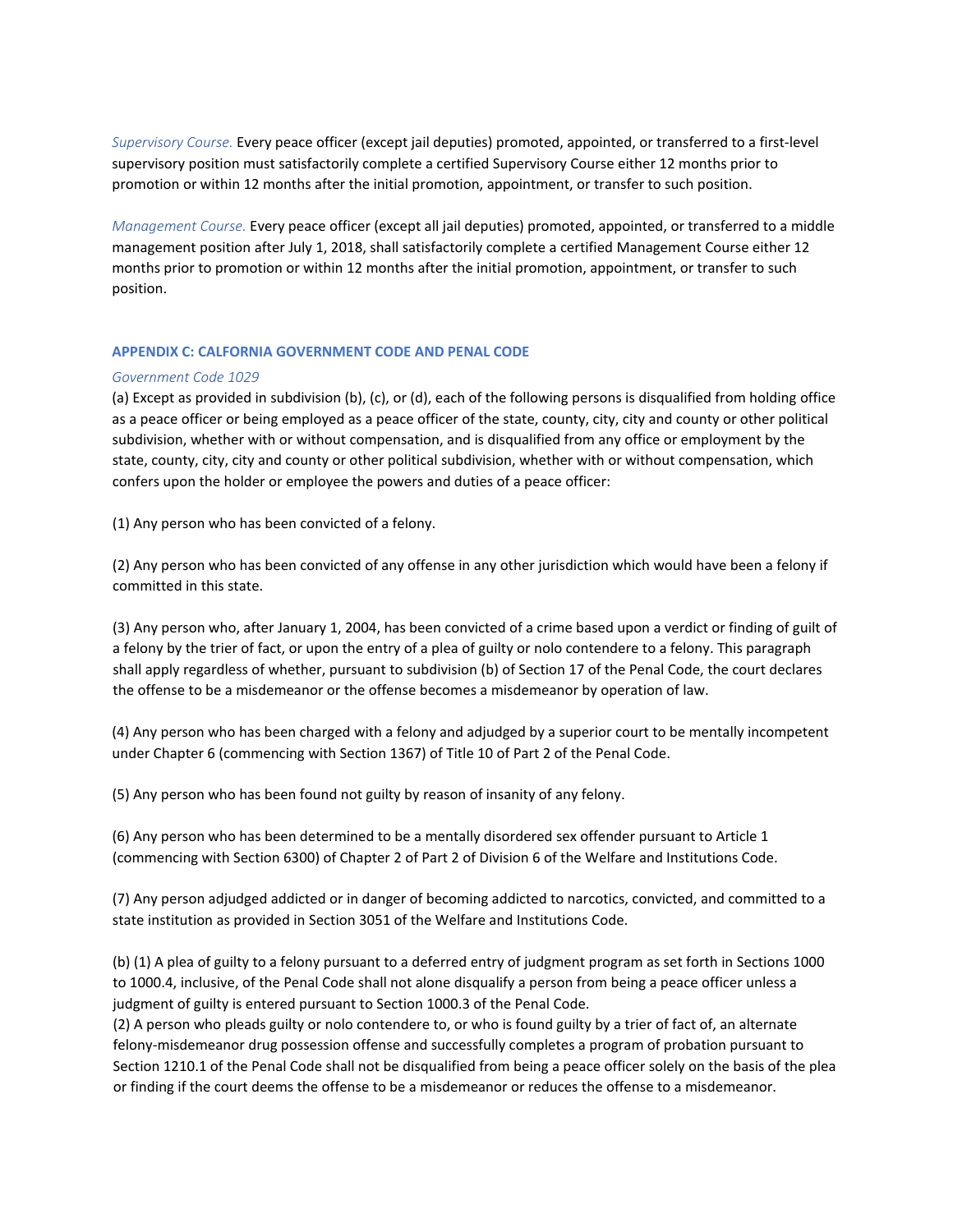*Supervisory Course.* Every peace officer (except jail deputies) promoted, appointed, or transferred to a first-level supervisory position must satisfactorily complete a certified Supervisory Course either 12 months prior to promotion or within 12 months after the initial promotion, appointment, or transfer to such position.

*Management Course.* Every peace officer (except all jail deputies) promoted, appointed, or transferred to a middle management position after July 1, 2018, shall satisfactorily complete a certified Management Course either 12 months prior to promotion or within 12 months after the initial promotion, appointment, or transfer to such position.

## APPENDIX C: CALFORNIA GOVERNMENT CODE AND PENAL CODE

*Government Code 1029*

(a) Except as provided in subdivision (b), (c), or (d), each of the following persons is disqualified from holding office as a peace officer or being employed as a peace officer of the state, county, city, city and county or other political subdivision, whether with or without compensation, and is disqualified from any office or employment by the state, county, city, city and county or other political subdivision, whether with or without compensation, which confers upon the holder or employee the powers and duties of a peace officer:

(1) Any person who has been convicted of a felony.

(2) Any person who has been convicted of any offense in any other jurisdiction which would have been a felony if committed in this state.

(3) Any person who, after January 1, 2004, has been convicted of a crime based upon a verdict or finding of guilt of a felony by the trier of fact, or upon the entry of a plea of guilty or nolo contendere to a felony. This paragraph shall apply regardless of whether, pursuant to subdivision (b) of Section 17 of the Penal Code, the court declares the offense to be a misdemeanor or the offense becomes a misdemeanor by operation of law.

(4) Any person who has been charged with a felony and adjudged by a superior court to be mentally incompetent under Chapter 6 (commencing with Section 1367) of Title 10 of Part 2 of the Penal Code.

(5) Any person who has been found not guilty by reason of insanity of any felony.

(6) Any person who has been determined to be a mentally disordered sex offender pursuant to Article 1 (commencing with Section 6300) of Chapter 2 of Part 2 of Division 6 of the Welfare and Institutions Code.

(7) Any person adjudged addicted or in danger of becoming addicted to narcotics, convicted, and committed to a state institution as provided in Section 3051 of the Welfare and Institutions Code.

(b) (1) A plea of guilty to a felony pursuant to a deferred entry of judgment program as set forth in Sections 1000 to 1000.4, inclusive, of the Penal Code shall not alone disqualify a person from being a peace officer unless a judgment of guilty is entered pursuant to Section 1000.3 of the Penal Code.

(2) A person who pleads guilty or nolo contendere to, or who is found guilty by a trier of fact of, an alternate felony-misdemeanor drug possession offense and successfully completes a program of probation pursuant to Section 1210.1 of the Penal Code shall not be disqualified from being a peace officer solely on the basis of the plea or finding if the court deems the offense to be a misdemeanor or reduces the offense to a misdemeanor.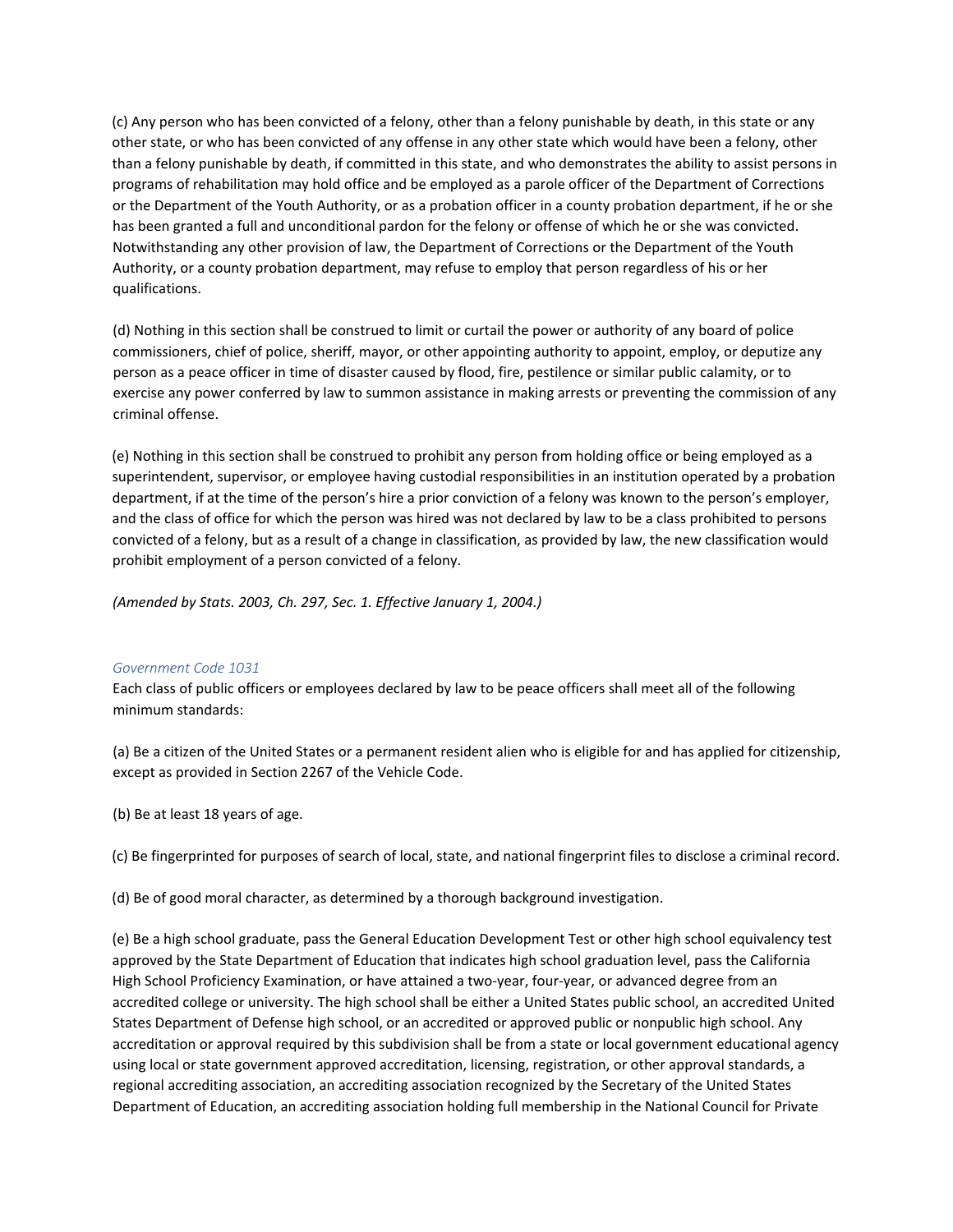(c) Any person who has been convicted of a felony, other than a felony punishable by death, in this state or any other state, or who has been convicted of any offense in any other state which would have been a felony, other than a felony punishable by death, if committed in this state, and who demonstrates the ability to assist persons in programs of rehabilitation may hold office and be employed as a parole officer of the Department of Corrections or the Department of the Youth Authority, or as a probation officer in a county probation department, if he or she has been granted a full and unconditional pardon for the felony or offense of which he or she was convicted. Notwithstanding any other provision of law, the Department of Corrections or the Department of the Youth Authority, or a county probation department, may refuse to employ that person regardless of his or her qualifications.

(d) Nothing in this section shall be construed to limit or curtail the power or authority of any board of police commissioners, chief of police, sheriff, mayor, or other appointing authority to appoint, employ, or deputize any person as a peace officer in time of disaster caused by flood, fire, pestilence or similar public calamity, or to exercise any power conferred by law to summon assistance in making arrests or preventing the commission of any criminal offense.

(e) Nothing in this section shall be construed to prohibit any person from holding office or being employed as a superintendent, supervisor, or employee having custodial responsibilities in an institution operated by a probation department, if at the time of the person's hire a prior conviction of a felony was known to the person's employer, and the class of office for which the person was hired was not declared by law to be a class prohibited to persons convicted of a felony, but as a result of a change in classification, as provided by law, the new classification would prohibit employment of a person convicted of a felony.

*(Amended by Stats. 2003, Ch. 297, Sec. 1. Effective January 1, 2004.)*

*Government Code 1031*

Each class of public officers or employees declared by law to be peace officers shall meet all of the following minimum standards:

(a) Be a citizen of the United States or a permanent resident alien who is eligible for and has applied for citizenship, except as provided in Section 2267 of the Vehicle Code.

(b) Be at least 18 years of age.

(c) Be fingerprinted for purposes of search of local, state, and national fingerprint files to disclose a criminal record.

(d) Be of good moral character, as determined by a thorough background investigation.

(e) Be a high school graduate, pass the General Education Development Test or other high school equivalency test approved by the State Department of Education that indicates high school graduation level, pass the California High School Proficiency Examination, or have attained a two-year, four-year, or advanced degree from an accredited college or university. The high school shall be either a United States public school, an accredited United States Department of Defense high school, or an accredited or approved public or nonpublic high school. Any accreditation or approval required by this subdivision shall be from a state or local government educational agency using local or state government approved accreditation, licensing, registration, or other approval standards, a regional accrediting association, an accrediting association recognized by the Secretary of the United States Department of Education, an accrediting association holding full membership in the National Council for Private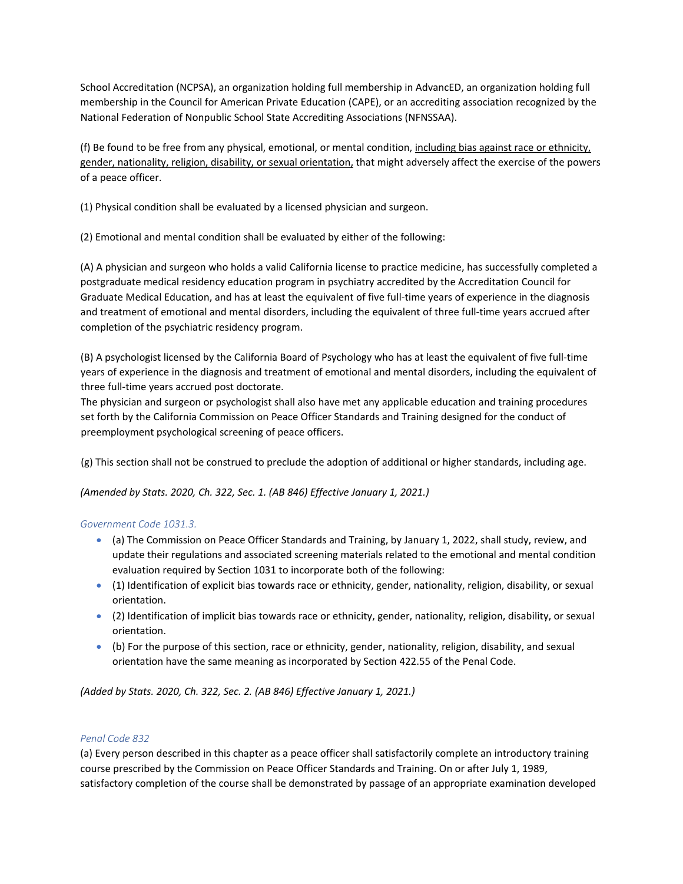School Accreditation (NCPSA), an organization holding full membership in AdvancED, an organization holding full membership in the Council for American Private Education (CAPE), or an accrediting association recognized by the National Federation of Nonpublic School State Accrediting Associations (NFNSSAA).

(f) Be found to be free from any physical, emotional, or mental condition, <u>including bias against race or ethnicity, gender, nationality, religion, disability, or sexual orientation,</u> that might adversely affect the exercise of the powers of a peace officer.

(1) Physical condition shall be evaluated by a licensed physician and surgeon.

(2) Emotional and mental condition shall be evaluated by either of the following:

(A) A physician and surgeon who holds a valid California license to practice medicine, has successfully completed a postgraduate medical residency education program in psychiatry accredited by the Accreditation Council for Graduate Medical Education, and has at least the equivalent of five full-time years of experience in the diagnosis and treatment of emotional and mental disorders, including the equivalent of three full-time years accrued after completion of the psychiatric residency program.

(B) A psychologist licensed by the California Board of Psychology who has at least the equivalent of five full-time years of experience in the diagnosis and treatment of emotional and mental disorders, including the equivalent of three full-time years accrued post doctorate.
The physician and surgeon or psychologist shall also have met any applicable education and training procedures set forth by the California Commission on Peace Officer Standards and Training designed for the conduct of preemployment psychological screening of peace officers.

(g) This section shall not be construed to preclude the adoption of additional or higher standards, including age.

*(Amended by Stats. 2020, Ch. 322, Sec. 1. (AB 846) Effective January 1, 2021.)*

### *Government Code 1031.3.*

- (a) The Commission on Peace Officer Standards and Training, by January 1, 2022, shall study, review, and update their regulations and associated screening materials related to the emotional and mental condition evaluation required by Section 1031 to incorporate both of the following:
- (1) Identification of explicit bias towards race or ethnicity, gender, nationality, religion, disability, or sexual orientation.
- (2) Identification of implicit bias towards race or ethnicity, gender, nationality, religion, disability, or sexual orientation.
- (b) For the purpose of this section, race or ethnicity, gender, nationality, religion, disability, and sexual orientation have the same meaning as incorporated by Section 422.55 of the Penal Code.

*(Added by Stats. 2020, Ch. 322, Sec. 2. (AB 846) Effective January 1, 2021.)*

### *Penal Code 832*

(a) Every person described in this chapter as a peace officer shall satisfactorily complete an introductory training course prescribed by the Commission on Peace Officer Standards and Training. On or after July 1, 1989, satisfactory completion of the course shall be demonstrated by passage of an appropriate examination developed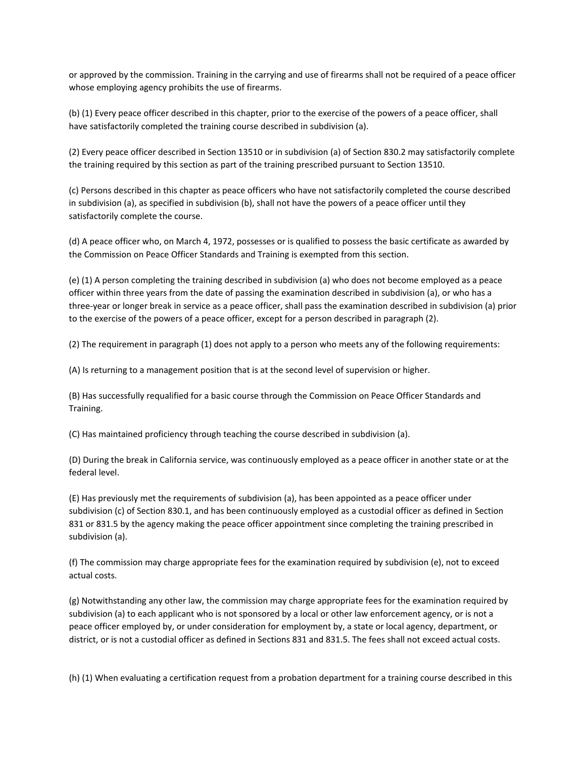or approved by the commission. Training in the carrying and use of firearms shall not be required of a peace officer whose employing agency prohibits the use of firearms.

(b) (1) Every peace officer described in this chapter, prior to the exercise of the powers of a peace officer, shall have satisfactorily completed the training course described in subdivision (a).

(2) Every peace officer described in Section 13510 or in subdivision (a) of Section 830.2 may satisfactorily complete the training required by this section as part of the training prescribed pursuant to Section 13510.

(c) Persons described in this chapter as peace officers who have not satisfactorily completed the course described in subdivision (a), as specified in subdivision (b), shall not have the powers of a peace officer until they satisfactorily complete the course.

(d) A peace officer who, on March 4, 1972, possesses or is qualified to possess the basic certificate as awarded by the Commission on Peace Officer Standards and Training is exempted from this section.

(e) (1) A person completing the training described in subdivision (a) who does not become employed as a peace officer within three years from the date of passing the examination described in subdivision (a), or who has a three-year or longer break in service as a peace officer, shall pass the examination described in subdivision (a) prior to the exercise of the powers of a peace officer, except for a person described in paragraph (2).

(2) The requirement in paragraph (1) does not apply to a person who meets any of the following requirements:

(A) Is returning to a management position that is at the second level of supervision or higher.

(B) Has successfully requalified for a basic course through the Commission on Peace Officer Standards and Training.

(C) Has maintained proficiency through teaching the course described in subdivision (a).

(D) During the break in California service, was continuously employed as a peace officer in another state or at the federal level.

(E) Has previously met the requirements of subdivision (a), has been appointed as a peace officer under subdivision (c) of Section 830.1, and has been continuously employed as a custodial officer as defined in Section 831 or 831.5 by the agency making the peace officer appointment since completing the training prescribed in subdivision (a).

(f) The commission may charge appropriate fees for the examination required by subdivision (e), not to exceed actual costs.

(g) Notwithstanding any other law, the commission may charge appropriate fees for the examination required by subdivision (a) to each applicant who is not sponsored by a local or other law enforcement agency, or is not a peace officer employed by, or under consideration for employment by, a state or local agency, department, or district, or is not a custodial officer as defined in Sections 831 and 831.5. The fees shall not exceed actual costs.

(h) (1) When evaluating a certification request from a probation department for a training course described in this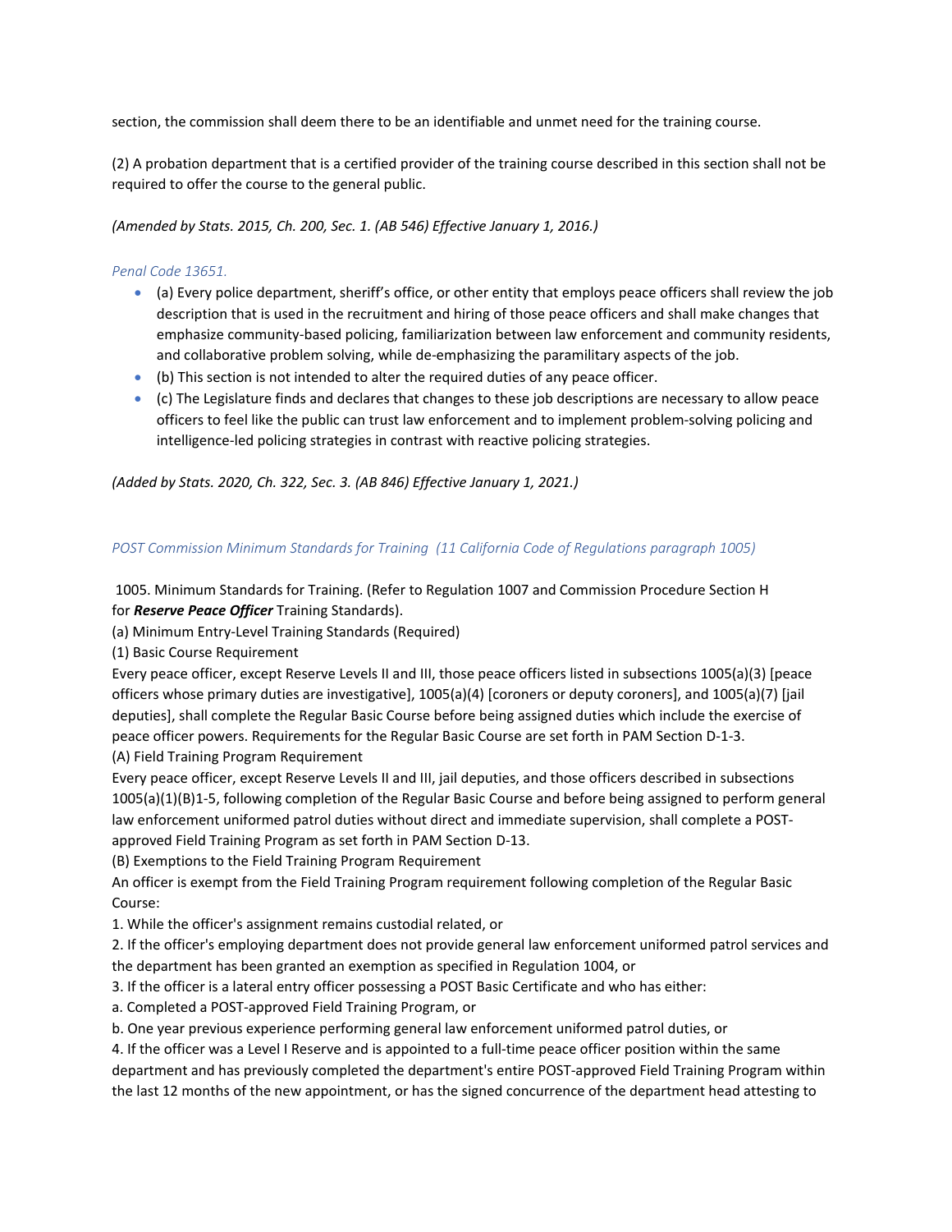section, the commission shall deem there to be an identifiable and unmet need for the training course.

(2) A probation department that is a certified provider of the training course described in this section shall not be required to offer the course to the general public.

*(Amended by Stats. 2015, Ch. 200, Sec. 1. (AB 546) Effective January 1, 2016.)*

*Penal Code 13651.*

- (a) Every police department, sheriff's office, or other entity that employs peace officers shall review the job description that is used in the recruitment and hiring of those peace officers and shall make changes that emphasize community-based policing, familiarization between law enforcement and community residents, and collaborative problem solving, while de-emphasizing the paramilitary aspects of the job.
- (b) This section is not intended to alter the required duties of any peace officer.
- (c) The Legislature finds and declares that changes to these job descriptions are necessary to allow peace officers to feel like the public can trust law enforcement and to implement problem-solving policing and intelligence-led policing strategies in contrast with reactive policing strategies.

*(Added by Stats. 2020, Ch. 322, Sec. 3. (AB 846) Effective January 1, 2021.)*

*POST Commission Minimum Standards for Training (11 California Code of Regulations paragraph 1005)*

1005. Minimum Standards for Training. (Refer to Regulation 1007 and Commission Procedure Section H for ***Reserve Peace Officer*** Training Standards).

(a) Minimum Entry-Level Training Standards (Required)

(1) Basic Course Requirement

Every peace officer, except Reserve Levels II and III, those peace officers listed in subsections 1005(a)(3) [peace officers whose primary duties are investigative], 1005(a)(4) [coroners or deputy coroners], and 1005(a)(7) [jail deputies], shall complete the Regular Basic Course before being assigned duties which include the exercise of peace officer powers. Requirements for the Regular Basic Course are set forth in PAM Section D-1-3.

(A) Field Training Program Requirement

Every peace officer, except Reserve Levels II and III, jail deputies, and those officers described in subsections 1005(a)(1)(B)1-5, following completion of the Regular Basic Course and before being assigned to perform general law enforcement uniformed patrol duties without direct and immediate supervision, shall complete a POST-approved Field Training Program as set forth in PAM Section D-13.

(B) Exemptions to the Field Training Program Requirement

An officer is exempt from the Field Training Program requirement following completion of the Regular Basic Course:

1. While the officer's assignment remains custodial related, or

2. If the officer's employing department does not provide general law enforcement uniformed patrol services and the department has been granted an exemption as specified in Regulation 1004, or

3. If the officer is a lateral entry officer possessing a POST Basic Certificate and who has either:

a. Completed a POST-approved Field Training Program, or

b. One year previous experience performing general law enforcement uniformed patrol duties, or

4. If the officer was a Level I Reserve and is appointed to a full-time peace officer position within the same department and has previously completed the department's entire POST-approved Field Training Program within the last 12 months of the new appointment, or has the signed concurrence of the department head attesting to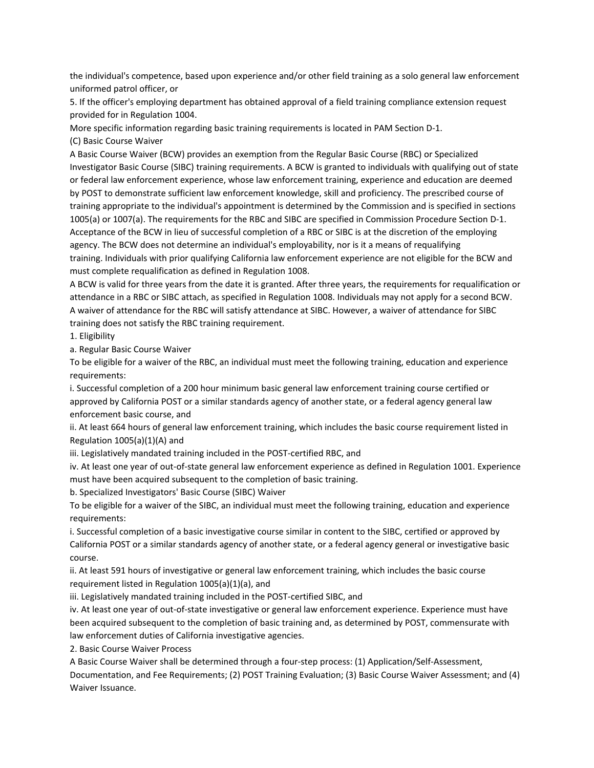the individual's competence, based upon experience and/or other field training as a solo general law enforcement uniformed patrol officer, or

5. If the officer's employing department has obtained approval of a field training compliance extension request provided for in Regulation 1004.

More specific information regarding basic training requirements is located in PAM Section D-1.

(C) Basic Course Waiver

A Basic Course Waiver (BCW) provides an exemption from the Regular Basic Course (RBC) or Specialized Investigator Basic Course (SIBC) training requirements. A BCW is granted to individuals with qualifying out of state or federal law enforcement experience, whose law enforcement training, experience and education are deemed by POST to demonstrate sufficient law enforcement knowledge, skill and proficiency. The prescribed course of training appropriate to the individual's appointment is determined by the Commission and is specified in sections 1005(a) or 1007(a). The requirements for the RBC and SIBC are specified in Commission Procedure Section D-1. Acceptance of the BCW in lieu of successful completion of a RBC or SIBC is at the discretion of the employing agency. The BCW does not determine an individual's employability, nor is it a means of requalifying training. Individuals with prior qualifying California law enforcement experience are not eligible for the BCW and must complete requalification as defined in Regulation 1008.

A BCW is valid for three years from the date it is granted. After three years, the requirements for requalification or attendance in a RBC or SIBC attach, as specified in Regulation 1008. Individuals may not apply for a second BCW. A waiver of attendance for the RBC will satisfy attendance at SIBC. However, a waiver of attendance for SIBC training does not satisfy the RBC training requirement.

1. Eligibility

a. Regular Basic Course Waiver

To be eligible for a waiver of the RBC, an individual must meet the following training, education and experience requirements:

i. Successful completion of a 200 hour minimum basic general law enforcement training course certified or approved by California POST or a similar standards agency of another state, or a federal agency general law enforcement basic course, and

ii. At least 664 hours of general law enforcement training, which includes the basic course requirement listed in Regulation 1005(a)(1)(A) and

iii. Legislatively mandated training included in the POST-certified RBC, and

iv. At least one year of out-of-state general law enforcement experience as defined in Regulation 1001. Experience must have been acquired subsequent to the completion of basic training.

b. Specialized Investigators' Basic Course (SIBC) Waiver

To be eligible for a waiver of the SIBC, an individual must meet the following training, education and experience requirements:

i. Successful completion of a basic investigative course similar in content to the SIBC, certified or approved by California POST or a similar standards agency of another state, or a federal agency general or investigative basic course.

ii. At least 591 hours of investigative or general law enforcement training, which includes the basic course requirement listed in Regulation 1005(a)(1)(a), and

iii. Legislatively mandated training included in the POST-certified SIBC, and

iv. At least one year of out-of-state investigative or general law enforcement experience. Experience must have been acquired subsequent to the completion of basic training and, as determined by POST, commensurate with law enforcement duties of California investigative agencies.

2. Basic Course Waiver Process

A Basic Course Waiver shall be determined through a four-step process: (1) Application/Self-Assessment, Documentation, and Fee Requirements; (2) POST Training Evaluation; (3) Basic Course Waiver Assessment; and (4) Waiver Issuance.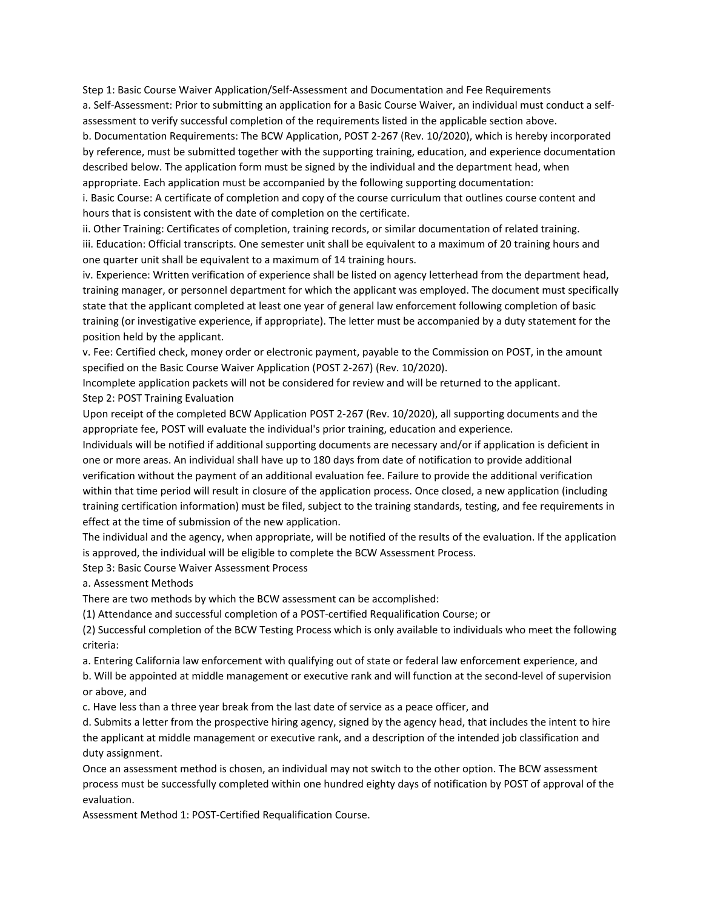Step 1: Basic Course Waiver Application/Self-Assessment and Documentation and Fee Requirements

a. Self-Assessment: Prior to submitting an application for a Basic Course Waiver, an individual must conduct a self-assessment to verify successful completion of the requirements listed in the applicable section above.

b. Documentation Requirements: The BCW Application, POST 2-267 (Rev. 10/2020), which is hereby incorporated by reference, must be submitted together with the supporting training, education, and experience documentation described below. The application form must be signed by the individual and the department head, when appropriate. Each application must be accompanied by the following supporting documentation:

i. Basic Course: A certificate of completion and copy of the course curriculum that outlines course content and hours that is consistent with the date of completion on the certificate.

ii. Other Training: Certificates of completion, training records, or similar documentation of related training.

iii. Education: Official transcripts. One semester unit shall be equivalent to a maximum of 20 training hours and one quarter unit shall be equivalent to a maximum of 14 training hours.

iv. Experience: Written verification of experience shall be listed on agency letterhead from the department head, training manager, or personnel department for which the applicant was employed. The document must specifically state that the applicant completed at least one year of general law enforcement following completion of basic training (or investigative experience, if appropriate). The letter must be accompanied by a duty statement for the position held by the applicant.

v. Fee: Certified check, money order or electronic payment, payable to the Commission on POST, in the amount specified on the Basic Course Waiver Application (POST 2-267) (Rev. 10/2020).

Incomplete application packets will not be considered for review and will be returned to the applicant.

Step 2: POST Training Evaluation

Upon receipt of the completed BCW Application POST 2-267 (Rev. 10/2020), all supporting documents and the appropriate fee, POST will evaluate the individual's prior training, education and experience.

Individuals will be notified if additional supporting documents are necessary and/or if application is deficient in one or more areas. An individual shall have up to 180 days from date of notification to provide additional verification without the payment of an additional evaluation fee. Failure to provide the additional verification within that time period will result in closure of the application process. Once closed, a new application (including training certification information) must be filed, subject to the training standards, testing, and fee requirements in effect at the time of submission of the new application.

The individual and the agency, when appropriate, will be notified of the results of the evaluation. If the application is approved, the individual will be eligible to complete the BCW Assessment Process.

Step 3: Basic Course Waiver Assessment Process

a. Assessment Methods

There are two methods by which the BCW assessment can be accomplished:

(1) Attendance and successful completion of a POST-certified Requalification Course; or

(2) Successful completion of the BCW Testing Process which is only available to individuals who meet the following criteria:

a. Entering California law enforcement with qualifying out of state or federal law enforcement experience, and

b. Will be appointed at middle management or executive rank and will function at the second-level of supervision or above, and

c. Have less than a three year break from the last date of service as a peace officer, and

d. Submits a letter from the prospective hiring agency, signed by the agency head, that includes the intent to hire the applicant at middle management or executive rank, and a description of the intended job classification and duty assignment.

Once an assessment method is chosen, an individual may not switch to the other option. The BCW assessment process must be successfully completed within one hundred eighty days of notification by POST of approval of the evaluation.

Assessment Method 1: POST-Certified Requalification Course.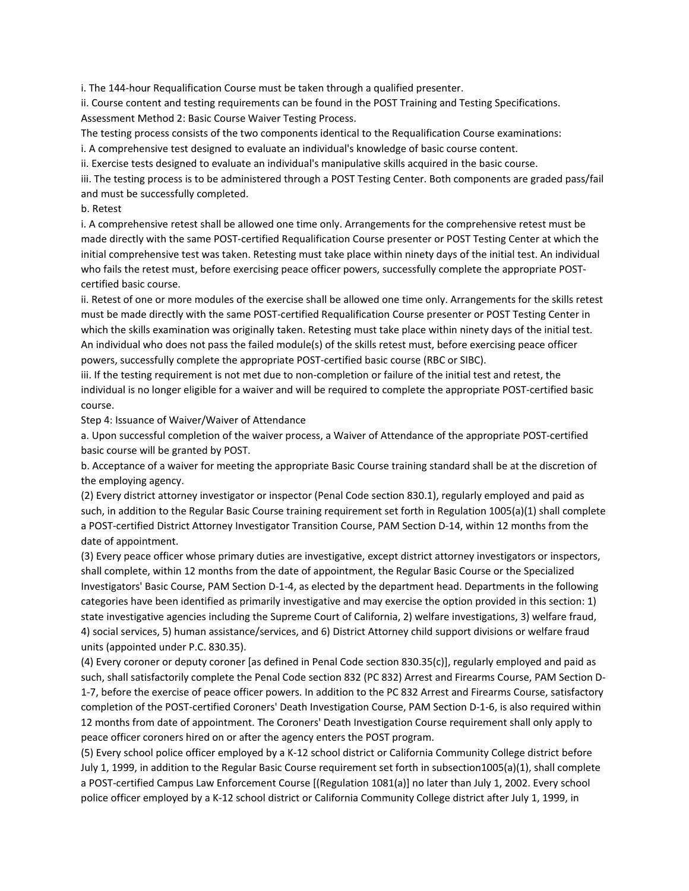i. The 144-hour Requalification Course must be taken through a qualified presenter.
ii. Course content and testing requirements can be found in the POST Training and Testing Specifications.
Assessment Method 2: Basic Course Waiver Testing Process.
The testing process consists of the two components identical to the Requalification Course examinations:
i. A comprehensive test designed to evaluate an individual's knowledge of basic course content.
ii. Exercise tests designed to evaluate an individual's manipulative skills acquired in the basic course.
iii. The testing process is to be administered through a POST Testing Center. Both components are graded pass/fail and must be successfully completed.
b. Retest
i. A comprehensive retest shall be allowed one time only. Arrangements for the comprehensive retest must be made directly with the same POST-certified Requalification Course presenter or POST Testing Center at which the initial comprehensive test was taken. Retesting must take place within ninety days of the initial test. An individual who fails the retest must, before exercising peace officer powers, successfully complete the appropriate POST-certified basic course.
ii. Retest of one or more modules of the exercise shall be allowed one time only. Arrangements for the skills retest must be made directly with the same POST-certified Requalification Course presenter or POST Testing Center in which the skills examination was originally taken. Retesting must take place within ninety days of the initial test. An individual who does not pass the failed module(s) of the skills retest must, before exercising peace officer powers, successfully complete the appropriate POST-certified basic course (RBC or SIBC).
iii. If the testing requirement is not met due to non-completion or failure of the initial test and retest, the individual is no longer eligible for a waiver and will be required to complete the appropriate POST-certified basic course.
Step 4: Issuance of Waiver/Waiver of Attendance
a. Upon successful completion of the waiver process, a Waiver of Attendance of the appropriate POST-certified basic course will be granted by POST.
b. Acceptance of a waiver for meeting the appropriate Basic Course training standard shall be at the discretion of the employing agency.
(2) Every district attorney investigator or inspector (Penal Code section 830.1), regularly employed and paid as such, in addition to the Regular Basic Course training requirement set forth in Regulation 1005(a)(1) shall complete a POST-certified District Attorney Investigator Transition Course, PAM Section D-14, within 12 months from the date of appointment.
(3) Every peace officer whose primary duties are investigative, except district attorney investigators or inspectors, shall complete, within 12 months from the date of appointment, the Regular Basic Course or the Specialized Investigators' Basic Course, PAM Section D-1-4, as elected by the department head. Departments in the following categories have been identified as primarily investigative and may exercise the option provided in this section: 1) state investigative agencies including the Supreme Court of California, 2) welfare investigations, 3) welfare fraud, 4) social services, 5) human assistance/services, and 6) District Attorney child support divisions or welfare fraud units (appointed under P.C. 830.35).
(4) Every coroner or deputy coroner [as defined in Penal Code section 830.35(c)], regularly employed and paid as such, shall satisfactorily complete the Penal Code section 832 (PC 832) Arrest and Firearms Course, PAM Section D-1-7, before the exercise of peace officer powers. In addition to the PC 832 Arrest and Firearms Course, satisfactory completion of the POST-certified Coroners' Death Investigation Course, PAM Section D-1-6, is also required within 12 months from date of appointment. The Coroners' Death Investigation Course requirement shall only apply to peace officer coroners hired on or after the agency enters the POST program.
(5) Every school police officer employed by a K-12 school district or California Community College district before July 1, 1999, in addition to the Regular Basic Course requirement set forth in subsection1005(a)(1), shall complete a POST-certified Campus Law Enforcement Course [(Regulation 1081(a)] no later than July 1, 2002. Every school police officer employed by a K-12 school district or California Community College district after July 1, 1999, in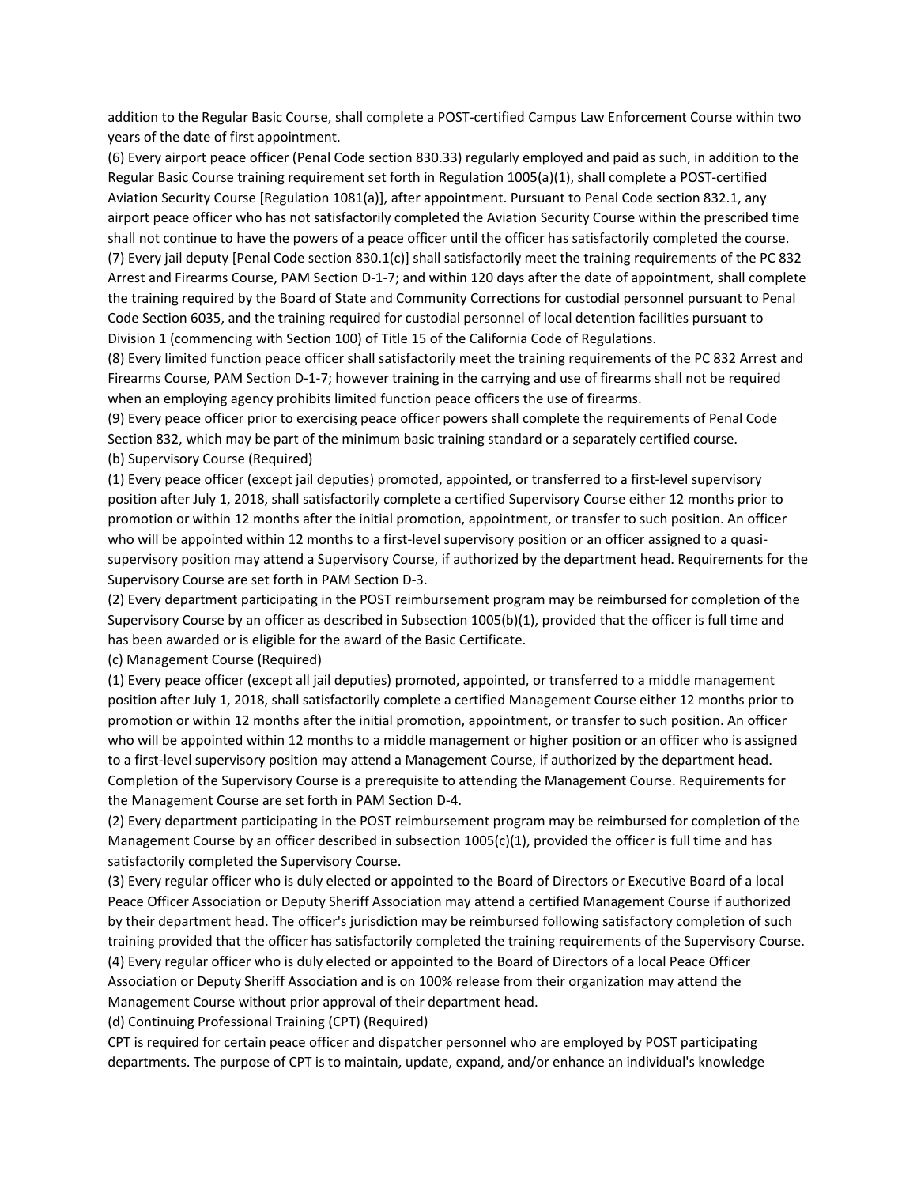addition to the Regular Basic Course, shall complete a POST-certified Campus Law Enforcement Course within two years of the date of first appointment.

(6) Every airport peace officer (Penal Code section 830.33) regularly employed and paid as such, in addition to the Regular Basic Course training requirement set forth in Regulation 1005(a)(1), shall complete a POST-certified Aviation Security Course [Regulation 1081(a)], after appointment. Pursuant to Penal Code section 832.1, any airport peace officer who has not satisfactorily completed the Aviation Security Course within the prescribed time shall not continue to have the powers of a peace officer until the officer has satisfactorily completed the course.

(7) Every jail deputy [Penal Code section 830.1(c)] shall satisfactorily meet the training requirements of the PC 832 Arrest and Firearms Course, PAM Section D-1-7; and within 120 days after the date of appointment, shall complete the training required by the Board of State and Community Corrections for custodial personnel pursuant to Penal Code Section 6035, and the training required for custodial personnel of local detention facilities pursuant to Division 1 (commencing with Section 100) of Title 15 of the California Code of Regulations.

(8) Every limited function peace officer shall satisfactorily meet the training requirements of the PC 832 Arrest and Firearms Course, PAM Section D-1-7; however training in the carrying and use of firearms shall not be required when an employing agency prohibits limited function peace officers the use of firearms.

(9) Every peace officer prior to exercising peace officer powers shall complete the requirements of Penal Code Section 832, which may be part of the minimum basic training standard or a separately certified course.

(b) Supervisory Course (Required)

(1) Every peace officer (except jail deputies) promoted, appointed, or transferred to a first-level supervisory position after July 1, 2018, shall satisfactorily complete a certified Supervisory Course either 12 months prior to promotion or within 12 months after the initial promotion, appointment, or transfer to such position. An officer who will be appointed within 12 months to a first-level supervisory position or an officer assigned to a quasi-supervisory position may attend a Supervisory Course, if authorized by the department head. Requirements for the Supervisory Course are set forth in PAM Section D-3.

(2) Every department participating in the POST reimbursement program may be reimbursed for completion of the Supervisory Course by an officer as described in Subsection 1005(b)(1), provided that the officer is full time and has been awarded or is eligible for the award of the Basic Certificate.

(c) Management Course (Required)

(1) Every peace officer (except all jail deputies) promoted, appointed, or transferred to a middle management position after July 1, 2018, shall satisfactorily complete a certified Management Course either 12 months prior to promotion or within 12 months after the initial promotion, appointment, or transfer to such position. An officer who will be appointed within 12 months to a middle management or higher position or an officer who is assigned to a first-level supervisory position may attend a Management Course, if authorized by the department head. Completion of the Supervisory Course is a prerequisite to attending the Management Course. Requirements for the Management Course are set forth in PAM Section D-4.

(2) Every department participating in the POST reimbursement program may be reimbursed for completion of the Management Course by an officer described in subsection 1005(c)(1), provided the officer is full time and has satisfactorily completed the Supervisory Course.

(3) Every regular officer who is duly elected or appointed to the Board of Directors or Executive Board of a local Peace Officer Association or Deputy Sheriff Association may attend a certified Management Course if authorized by their department head. The officer's jurisdiction may be reimbursed following satisfactory completion of such training provided that the officer has satisfactorily completed the training requirements of the Supervisory Course.

(4) Every regular officer who is duly elected or appointed to the Board of Directors of a local Peace Officer Association or Deputy Sheriff Association and is on 100% release from their organization may attend the Management Course without prior approval of their department head.

(d) Continuing Professional Training (CPT) (Required)

CPT is required for certain peace officer and dispatcher personnel who are employed by POST participating departments. The purpose of CPT is to maintain, update, expand, and/or enhance an individual's knowledge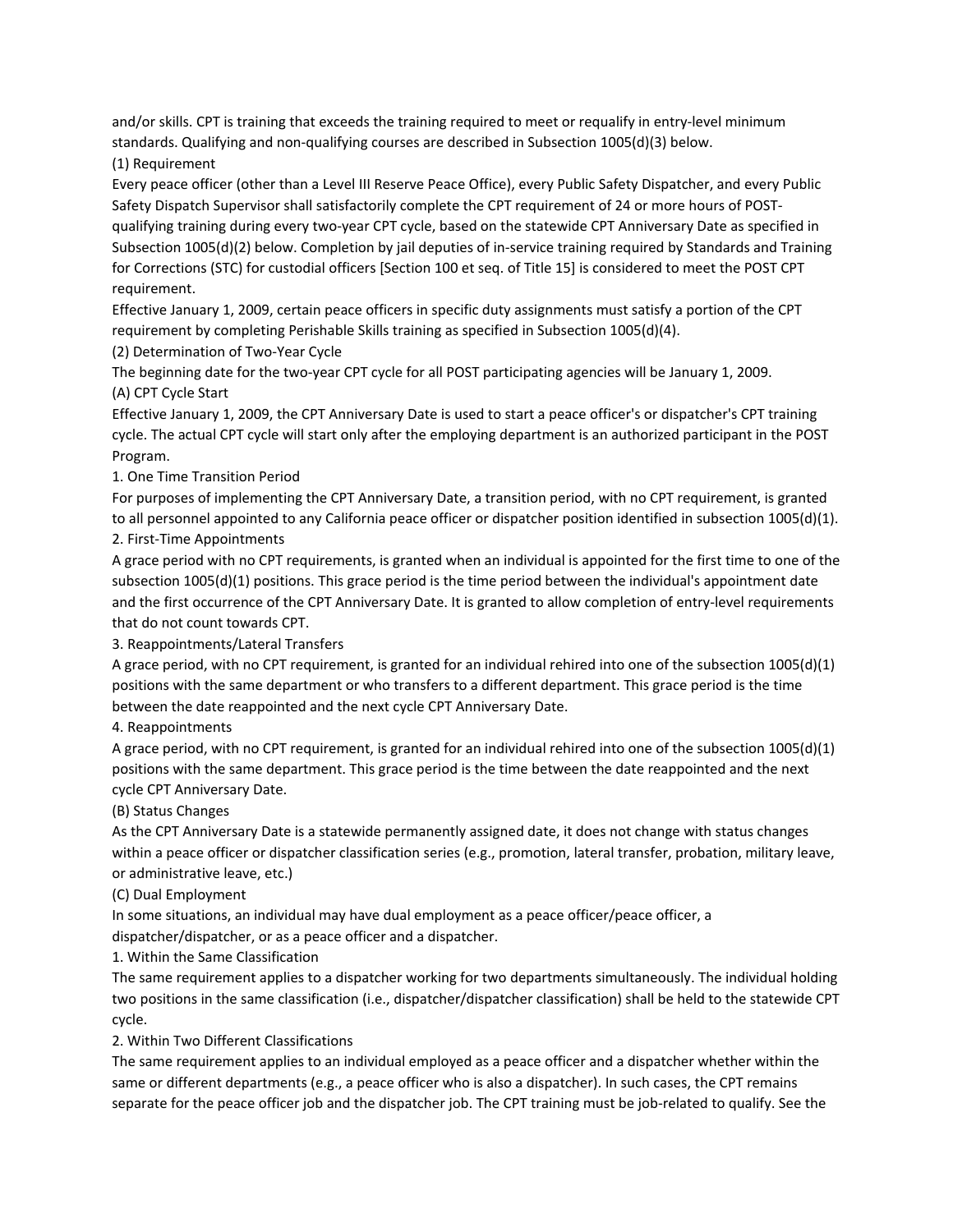and/or skills. CPT is training that exceeds the training required to meet or requalify in entry-level minimum standards. Qualifying and non-qualifying courses are described in Subsection 1005(d)(3) below.

(1) Requirement

Every peace officer (other than a Level III Reserve Peace Office), every Public Safety Dispatcher, and every Public Safety Dispatch Supervisor shall satisfactorily complete the CPT requirement of 24 or more hours of POST-qualifying training during every two-year CPT cycle, based on the statewide CPT Anniversary Date as specified in Subsection 1005(d)(2) below. Completion by jail deputies of in-service training required by Standards and Training for Corrections (STC) for custodial officers [Section 100 et seq. of Title 15] is considered to meet the POST CPT requirement.

Effective January 1, 2009, certain peace officers in specific duty assignments must satisfy a portion of the CPT requirement by completing Perishable Skills training as specified in Subsection 1005(d)(4).

(2) Determination of Two-Year Cycle

The beginning date for the two-year CPT cycle for all POST participating agencies will be January 1, 2009.

(A) CPT Cycle Start

Effective January 1, 2009, the CPT Anniversary Date is used to start a peace officer's or dispatcher's CPT training cycle. The actual CPT cycle will start only after the employing department is an authorized participant in the POST Program.

1. One Time Transition Period

For purposes of implementing the CPT Anniversary Date, a transition period, with no CPT requirement, is granted to all personnel appointed to any California peace officer or dispatcher position identified in subsection 1005(d)(1).

2. First-Time Appointments

A grace period with no CPT requirements, is granted when an individual is appointed for the first time to one of the subsection 1005(d)(1) positions. This grace period is the time period between the individual's appointment date and the first occurrence of the CPT Anniversary Date. It is granted to allow completion of entry-level requirements that do not count towards CPT.

3. Reappointments/Lateral Transfers

A grace period, with no CPT requirement, is granted for an individual rehired into one of the subsection 1005(d)(1) positions with the same department or who transfers to a different department. This grace period is the time between the date reappointed and the next cycle CPT Anniversary Date.

4. Reappointments

A grace period, with no CPT requirement, is granted for an individual rehired into one of the subsection 1005(d)(1) positions with the same department. This grace period is the time between the date reappointed and the next cycle CPT Anniversary Date.

(B) Status Changes

As the CPT Anniversary Date is a statewide permanently assigned date, it does not change with status changes within a peace officer or dispatcher classification series (e.g., promotion, lateral transfer, probation, military leave, or administrative leave, etc.)

(C) Dual Employment

In some situations, an individual may have dual employment as a peace officer/peace officer, a dispatcher/dispatcher, or as a peace officer and a dispatcher.

1. Within the Same Classification

The same requirement applies to a dispatcher working for two departments simultaneously. The individual holding two positions in the same classification (i.e., dispatcher/dispatcher classification) shall be held to the statewide CPT cycle.

2. Within Two Different Classifications

The same requirement applies to an individual employed as a peace officer and a dispatcher whether within the same or different departments (e.g., a peace officer who is also a dispatcher). In such cases, the CPT remains separate for the peace officer job and the dispatcher job. The CPT training must be job-related to qualify. See the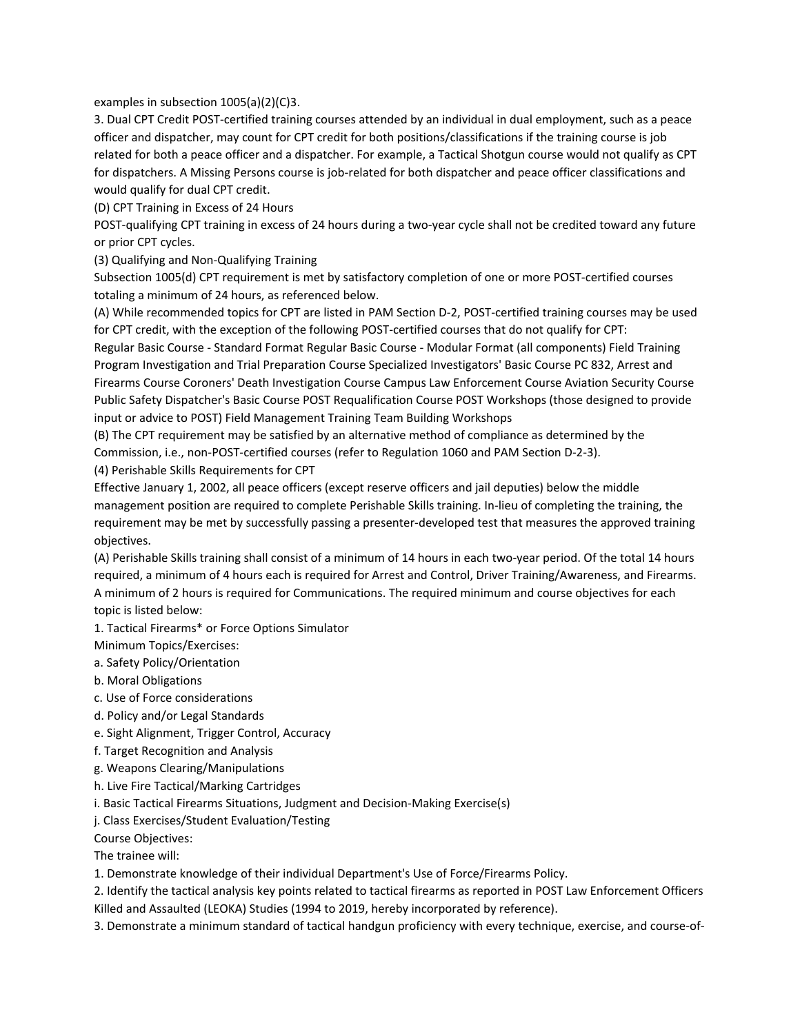examples in subsection 1005(a)(2)(C)3.

3. Dual CPT Credit POST-certified training courses attended by an individual in dual employment, such as a peace officer and dispatcher, may count for CPT credit for both positions/classifications if the training course is job related for both a peace officer and a dispatcher. For example, a Tactical Shotgun course would not qualify as CPT for dispatchers. A Missing Persons course is job-related for both dispatcher and peace officer classifications and would qualify for dual CPT credit.

(D) CPT Training in Excess of 24 Hours

POST-qualifying CPT training in excess of 24 hours during a two-year cycle shall not be credited toward any future or prior CPT cycles.

(3) Qualifying and Non-Qualifying Training

Subsection 1005(d) CPT requirement is met by satisfactory completion of one or more POST-certified courses totaling a minimum of 24 hours, as referenced below.

(A) While recommended topics for CPT are listed in PAM Section D-2, POST-certified training courses may be used for CPT credit, with the exception of the following POST-certified courses that do not qualify for CPT:

Regular Basic Course - Standard Format Regular Basic Course - Modular Format (all components) Field Training Program Investigation and Trial Preparation Course Specialized Investigators' Basic Course PC 832, Arrest and Firearms Course Coroners' Death Investigation Course Campus Law Enforcement Course Aviation Security Course Public Safety Dispatcher's Basic Course POST Requalification Course POST Workshops (those designed to provide input or advice to POST) Field Management Training Team Building Workshops

(B) The CPT requirement may be satisfied by an alternative method of compliance as determined by the Commission, i.e., non-POST-certified courses (refer to Regulation 1060 and PAM Section D-2-3).

(4) Perishable Skills Requirements for CPT

Effective January 1, 2002, all peace officers (except reserve officers and jail deputies) below the middle management position are required to complete Perishable Skills training. In-lieu of completing the training, the requirement may be met by successfully passing a presenter-developed test that measures the approved training objectives.

(A) Perishable Skills training shall consist of a minimum of 14 hours in each two-year period. Of the total 14 hours required, a minimum of 4 hours each is required for Arrest and Control, Driver Training/Awareness, and Firearms. A minimum of 2 hours is required for Communications. The required minimum and course objectives for each topic is listed below:

1. Tactical Firearms* or Force Options Simulator

Minimum Topics/Exercises:

a. Safety Policy/Orientation

b. Moral Obligations

c. Use of Force considerations

d. Policy and/or Legal Standards

e. Sight Alignment, Trigger Control, Accuracy

f. Target Recognition and Analysis

g. Weapons Clearing/Manipulations

h. Live Fire Tactical/Marking Cartridges

i. Basic Tactical Firearms Situations, Judgment and Decision-Making Exercise(s)

j. Class Exercises/Student Evaluation/Testing

Course Objectives:

The trainee will:

1. Demonstrate knowledge of their individual Department's Use of Force/Firearms Policy.

2. Identify the tactical analysis key points related to tactical firearms as reported in POST Law Enforcement Officers Killed and Assaulted (LEOKA) Studies (1994 to 2019, hereby incorporated by reference).

3. Demonstrate a minimum standard of tactical handgun proficiency with every technique, exercise, and course-of-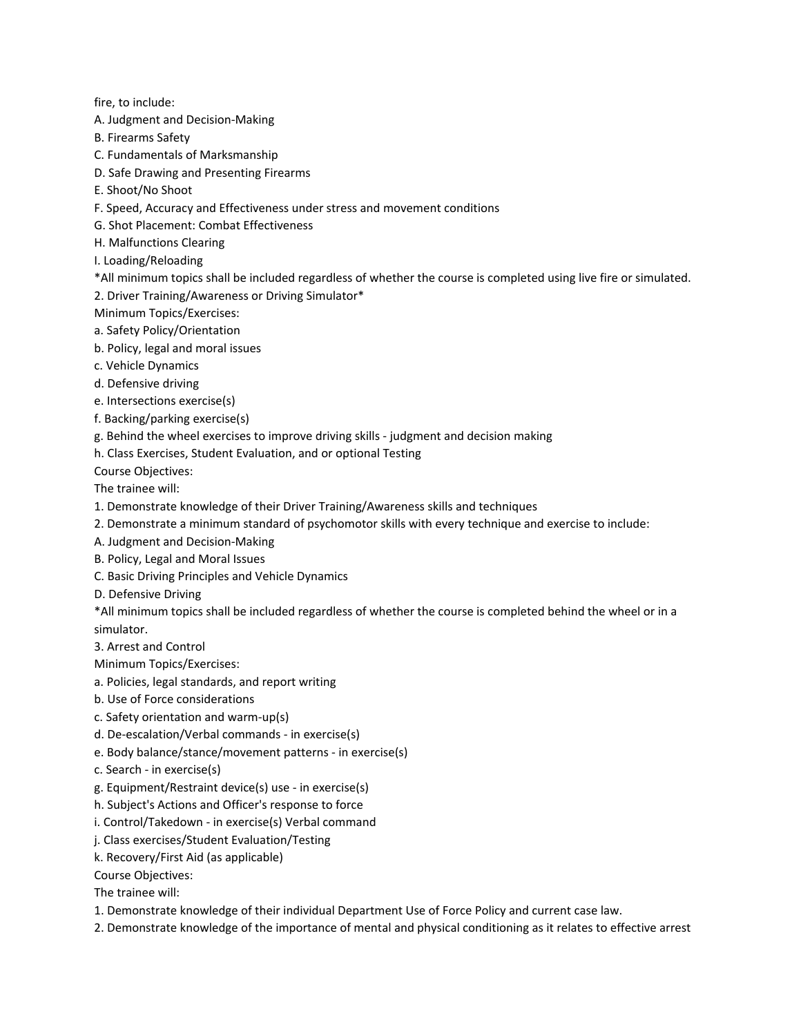fire, to include:

A. Judgment and Decision-Making

B. Firearms Safety

C. Fundamentals of Marksmanship

D. Safe Drawing and Presenting Firearms

E. Shoot/No Shoot

F. Speed, Accuracy and Effectiveness under stress and movement conditions

G. Shot Placement: Combat Effectiveness

H. Malfunctions Clearing

I. Loading/Reloading

*All minimum topics shall be included regardless of whether the course is completed using live fire or simulated.

2. Driver Training/Awareness or Driving Simulator*

Minimum Topics/Exercises:

a. Safety Policy/Orientation

b. Policy, legal and moral issues

c. Vehicle Dynamics

d. Defensive driving

e. Intersections exercise(s)

f. Backing/parking exercise(s)

g. Behind the wheel exercises to improve driving skills - judgment and decision making

h. Class Exercises, Student Evaluation, and or optional Testing

Course Objectives:

The trainee will:

1. Demonstrate knowledge of their Driver Training/Awareness skills and techniques

2. Demonstrate a minimum standard of psychomotor skills with every technique and exercise to include:

A. Judgment and Decision-Making

B. Policy, Legal and Moral Issues

C. Basic Driving Principles and Vehicle Dynamics

D. Defensive Driving

*All minimum topics shall be included regardless of whether the course is completed behind the wheel or in a simulator.

3. Arrest and Control

Minimum Topics/Exercises:

a. Policies, legal standards, and report writing

b. Use of Force considerations

c. Safety orientation and warm-up(s)

d. De-escalation/Verbal commands - in exercise(s)

e. Body balance/stance/movement patterns - in exercise(s)

c. Search - in exercise(s)

g. Equipment/Restraint device(s) use - in exercise(s)

h. Subject's Actions and Officer's response to force

i. Control/Takedown - in exercise(s) Verbal command

j. Class exercises/Student Evaluation/Testing

k. Recovery/First Aid (as applicable)

Course Objectives:

The trainee will:

1. Demonstrate knowledge of their individual Department Use of Force Policy and current case law.

2. Demonstrate knowledge of the importance of mental and physical conditioning as it relates to effective arrest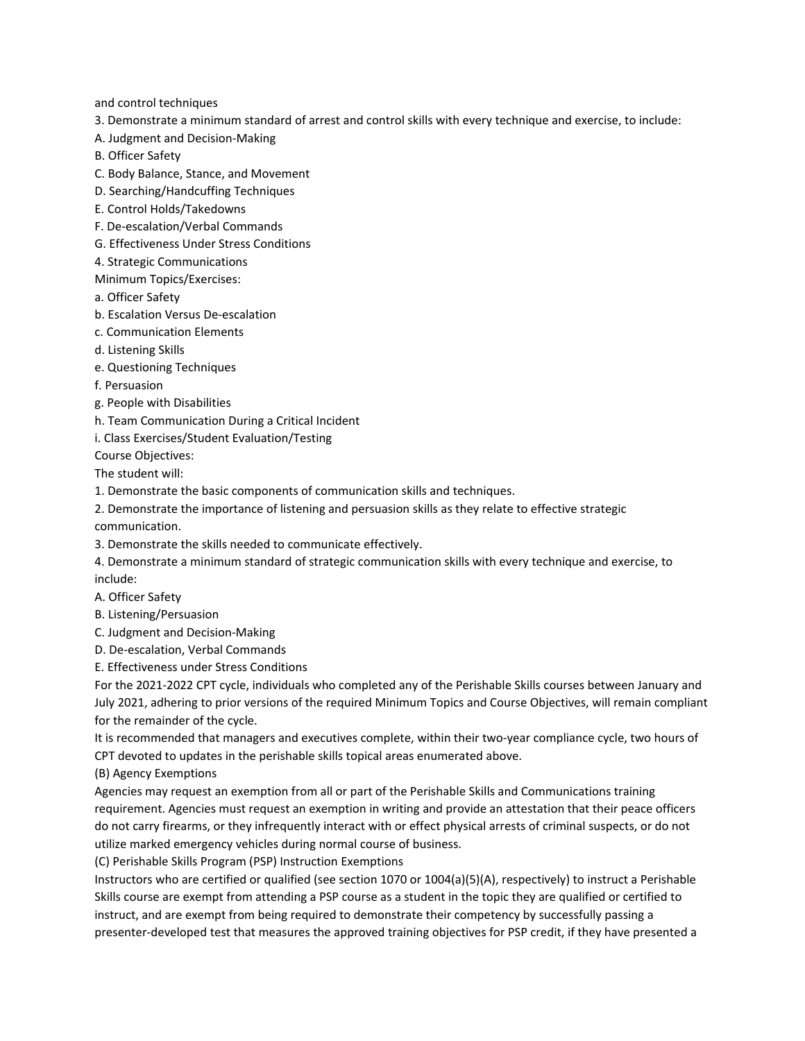and control techniques

3. Demonstrate a minimum standard of arrest and control skills with every technique and exercise, to include:

A. Judgment and Decision-Making

B. Officer Safety

C. Body Balance, Stance, and Movement

D. Searching/Handcuffing Techniques

E. Control Holds/Takedowns

F. De-escalation/Verbal Commands

G. Effectiveness Under Stress Conditions

4. Strategic Communications

Minimum Topics/Exercises:

a. Officer Safety

b. Escalation Versus De-escalation

c. Communication Elements

d. Listening Skills

e. Questioning Techniques

f. Persuasion

g. People with Disabilities

h. Team Communication During a Critical Incident

i. Class Exercises/Student Evaluation/Testing

Course Objectives:

The student will:

1. Demonstrate the basic components of communication skills and techniques.

2. Demonstrate the importance of listening and persuasion skills as they relate to effective strategic communication.

3. Demonstrate the skills needed to communicate effectively.

4. Demonstrate a minimum standard of strategic communication skills with every technique and exercise, to include:

A. Officer Safety

B. Listening/Persuasion

C. Judgment and Decision-Making

D. De-escalation, Verbal Commands

E. Effectiveness under Stress Conditions

For the 2021-2022 CPT cycle, individuals who completed any of the Perishable Skills courses between January and July 2021, adhering to prior versions of the required Minimum Topics and Course Objectives, will remain compliant for the remainder of the cycle.

It is recommended that managers and executives complete, within their two-year compliance cycle, two hours of CPT devoted to updates in the perishable skills topical areas enumerated above.

(B) Agency Exemptions

Agencies may request an exemption from all or part of the Perishable Skills and Communications training requirement. Agencies must request an exemption in writing and provide an attestation that their peace officers do not carry firearms, or they infrequently interact with or effect physical arrests of criminal suspects, or do not utilize marked emergency vehicles during normal course of business.

(C) Perishable Skills Program (PSP) Instruction Exemptions

Instructors who are certified or qualified (see section 1070 or 1004(a)(5)(A), respectively) to instruct a Perishable Skills course are exempt from attending a PSP course as a student in the topic they are qualified or certified to instruct, and are exempt from being required to demonstrate their competency by successfully passing a presenter-developed test that measures the approved training objectives for PSP credit, if they have presented a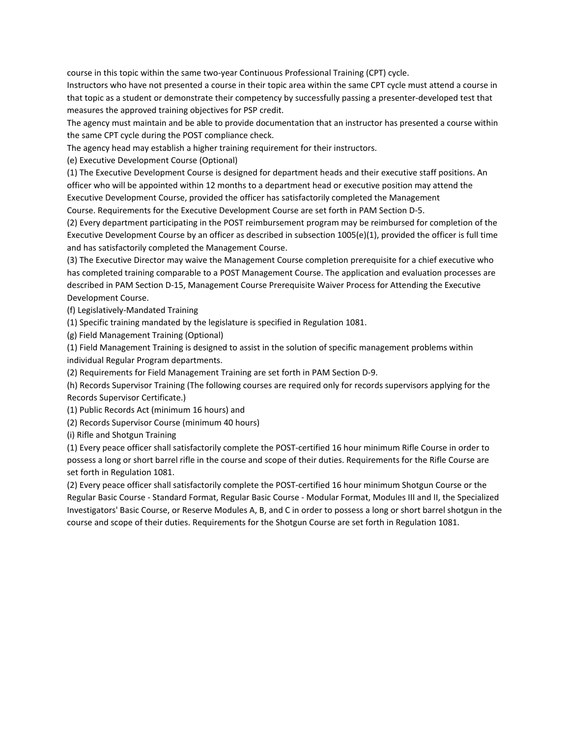course in this topic within the same two-year Continuous Professional Training (CPT) cycle.

Instructors who have not presented a course in their topic area within the same CPT cycle must attend a course in that topic as a student or demonstrate their competency by successfully passing a presenter-developed test that measures the approved training objectives for PSP credit.

The agency must maintain and be able to provide documentation that an instructor has presented a course within the same CPT cycle during the POST compliance check.

The agency head may establish a higher training requirement for their instructors.

(e) Executive Development Course (Optional)

(1) The Executive Development Course is designed for department heads and their executive staff positions. An officer who will be appointed within 12 months to a department head or executive position may attend the Executive Development Course, provided the officer has satisfactorily completed the Management Course. Requirements for the Executive Development Course are set forth in PAM Section D-5.

(2) Every department participating in the POST reimbursement program may be reimbursed for completion of the Executive Development Course by an officer as described in subsection 1005(e)(1), provided the officer is full time and has satisfactorily completed the Management Course.

(3) The Executive Director may waive the Management Course completion prerequisite for a chief executive who has completed training comparable to a POST Management Course. The application and evaluation processes are described in PAM Section D-15, Management Course Prerequisite Waiver Process for Attending the Executive Development Course.

(f) Legislatively-Mandated Training

(1) Specific training mandated by the legislature is specified in Regulation 1081.

(g) Field Management Training (Optional)

(1) Field Management Training is designed to assist in the solution of specific management problems within individual Regular Program departments.

(2) Requirements for Field Management Training are set forth in PAM Section D-9.

(h) Records Supervisor Training (The following courses are required only for records supervisors applying for the Records Supervisor Certificate.)

(1) Public Records Act (minimum 16 hours) and

(2) Records Supervisor Course (minimum 40 hours)

(i) Rifle and Shotgun Training

(1) Every peace officer shall satisfactorily complete the POST-certified 16 hour minimum Rifle Course in order to possess a long or short barrel rifle in the course and scope of their duties. Requirements for the Rifle Course are set forth in Regulation 1081.

(2) Every peace officer shall satisfactorily complete the POST-certified 16 hour minimum Shotgun Course or the Regular Basic Course - Standard Format, Regular Basic Course - Modular Format, Modules III and II, the Specialized Investigators' Basic Course, or Reserve Modules A, B, and C in order to possess a long or short barrel shotgun in the course and scope of their duties. Requirements for the Shotgun Course are set forth in Regulation 1081.